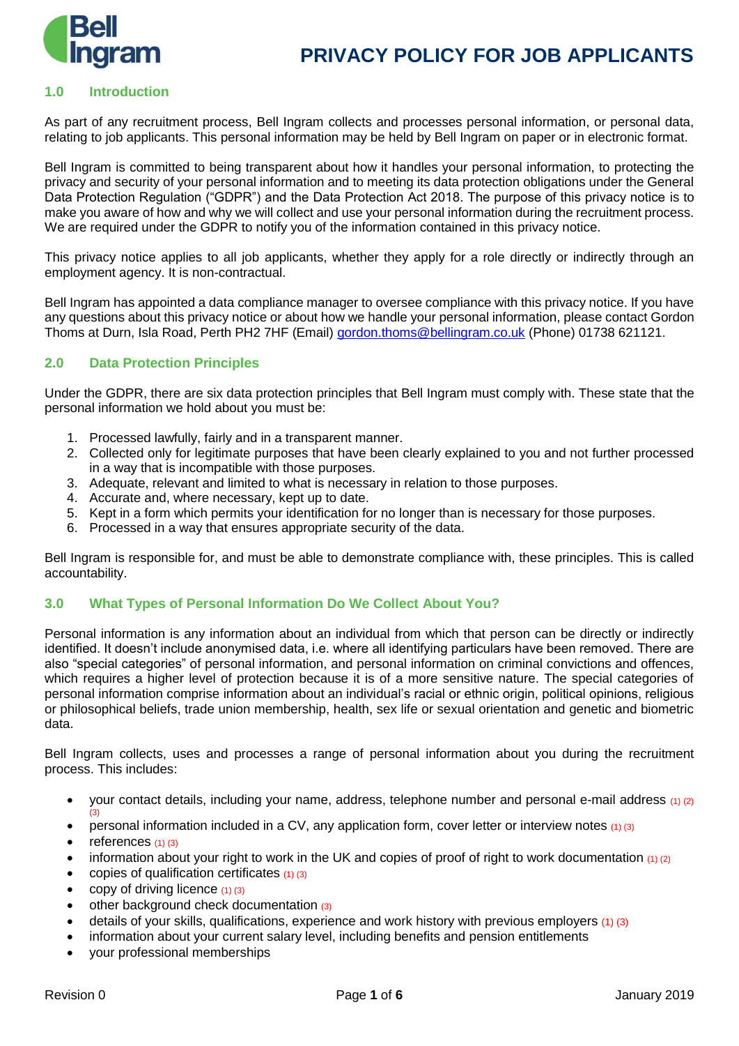# PRIVACY POLICY FOR JOB APPLICANTS

## 1.0 Introduction

As part of any recruitment process, Bell Ingram collects and processes personal information, or personal data, relating to job applicants. This personal information may be held by Bell Ingram on paper or in electronic format.

Bell Ingram is committed to being transparent about how it handles your personal information, to protecting the privacy and security of your personal information and to meeting its data protection obligations under the General Data Protection Regulation ("GDPR") and the Data Protection Act 2018. The purpose of this privacy notice is to make you aware of how and why we will collect and use your personal information during the recruitment process. We are required under the GDPR to notify you of the information contained in this privacy notice.

This privacy notice applies to all job applicants, whether they apply for a role directly or indirectly through an employment agency. It is non-contractual.

Bell Ingram has appointed a data compliance manager to oversee compliance with this privacy notice. If you have any questions about this privacy notice or about how we handle your personal information, please contact Gordon Thoms at Durn, Isla Road, Perth PH2 7HF (Email) gordon.thoms@bellingram.co.uk (Phone) 01738 621121.

## 2.0 Data Protection Principles

Under the GDPR, there are six data protection principles that Bell Ingram must comply with. These state that the personal information we hold about you must be:

1. Processed lawfully, fairly and in a transparent manner.
2. Collected only for legitimate purposes that have been clearly explained to you and not further processed in a way that is incompatible with those purposes.
3. Adequate, relevant and limited to what is necessary in relation to those purposes.
4. Accurate and, where necessary, kept up to date.
5. Kept in a form which permits your identification for no longer than is necessary for those purposes.
6. Processed in a way that ensures appropriate security of the data.

Bell Ingram is responsible for, and must be able to demonstrate compliance with, these principles. This is called accountability.

## 3.0 What Types of Personal Information Do We Collect About You?

Personal information is any information about an individual from which that person can be directly or indirectly identified. It doesn't include anonymised data, i.e. where all identifying particulars have been removed. There are also "special categories" of personal information, and personal information on criminal convictions and offences, which requires a higher level of protection because it is of a more sensitive nature. The special categories of personal information comprise information about an individual's racial or ethnic origin, political opinions, religious or philosophical beliefs, trade union membership, health, sex life or sexual orientation and genetic and biometric data.

Bell Ingram collects, uses and processes a range of personal information about you during the recruitment process. This includes:

- your contact details, including your name, address, telephone number and personal e-mail address (1) (2) (3)
- personal information included in a CV, any application form, cover letter or interview notes (1) (3)
- references (1) (3)
- information about your right to work in the UK and copies of proof of right to work documentation (1) (2)
- copies of qualification certificates (1) (3)
- copy of driving licence (1) (3)
- other background check documentation (3)
- details of your skills, qualifications, experience and work history with previous employers (1) (3)
- information about your current salary level, including benefits and pension entitlements
- your professional memberships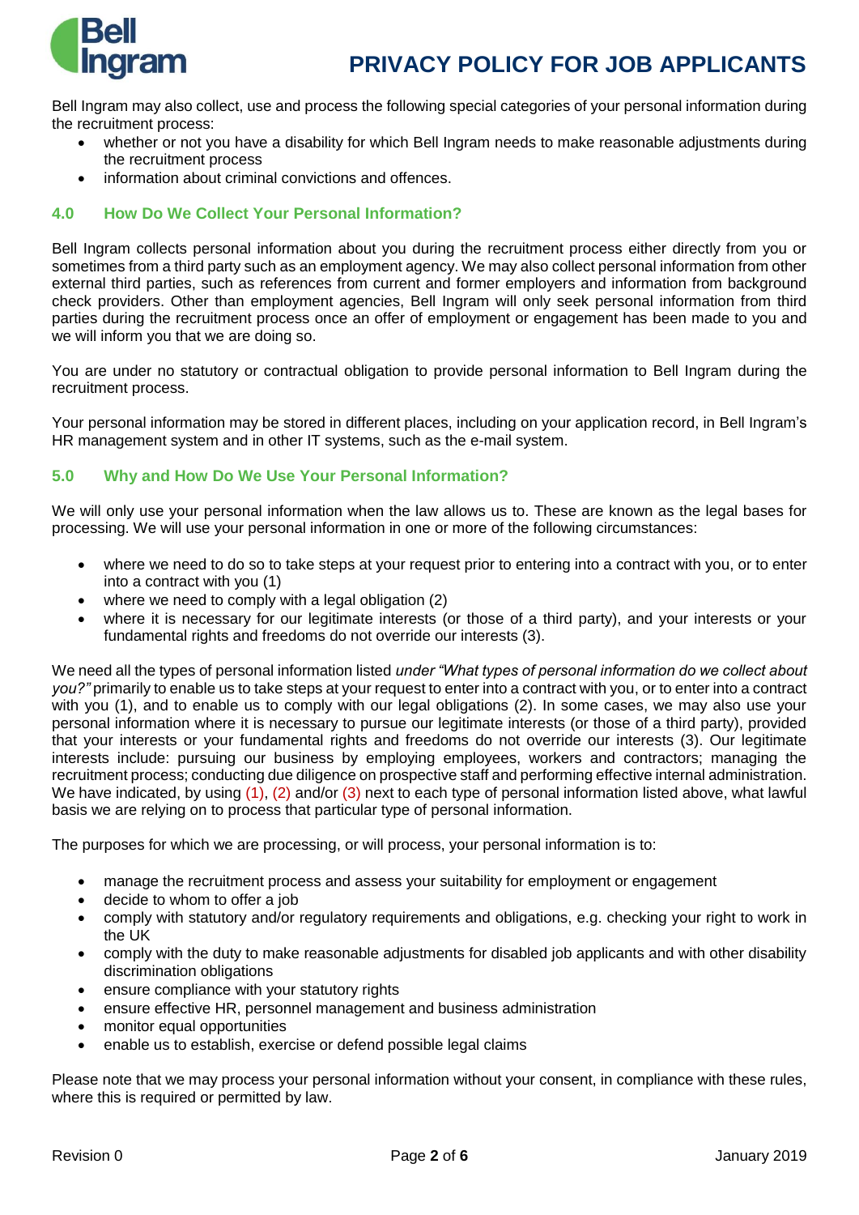Bell Ingram may also collect, use and process the following special categories of your personal information during the recruitment process:

- whether or not you have a disability for which Bell Ingram needs to make reasonable adjustments during the recruitment process
- information about criminal convictions and offences.

## 4.0 How Do We Collect Your Personal Information?

Bell Ingram collects personal information about you during the recruitment process either directly from you or sometimes from a third party such as an employment agency. We may also collect personal information from other external third parties, such as references from current and former employers and information from background check providers. Other than employment agencies, Bell Ingram will only seek personal information from third parties during the recruitment process once an offer of employment or engagement has been made to you and we will inform you that we are doing so.

You are under no statutory or contractual obligation to provide personal information to Bell Ingram during the recruitment process.

Your personal information may be stored in different places, including on your application record, in Bell Ingram's HR management system and in other IT systems, such as the e-mail system.

## 5.0 Why and How Do We Use Your Personal Information?

We will only use your personal information when the law allows us to. These are known as the legal bases for processing. We will use your personal information in one or more of the following circumstances:

- where we need to do so to take steps at your request prior to entering into a contract with you, or to enter into a contract with you (1)
- where we need to comply with a legal obligation (2)
- where it is necessary for our legitimate interests (or those of a third party), and your interests or your fundamental rights and freedoms do not override our interests (3).

We need all the types of personal information listed *under "What types of personal information do we collect about you?"* primarily to enable us to take steps at your request to enter into a contract with you, or to enter into a contract with you (1), and to enable us to comply with our legal obligations (2). In some cases, we may use your personal information where it is necessary to pursue our legitimate interests (or those of a third party), provided that your interests or your fundamental rights and freedoms do not override our interests (3). Our legitimate interests include: pursuing our business by employing employees, workers and contractors; managing the recruitment process; conducting due diligence on prospective staff and performing effective internal administration. We have indicated, by using (1), (2) and/or (3) next to each type of personal information listed above, what lawful basis we are relying on to process that particular type of personal information.

The purposes for which we are processing, or will process, your personal information is to:

- manage the recruitment process and assess your suitability for employment or engagement
- decide to whom to offer a job
- comply with statutory and/or regulatory requirements and obligations, e.g. checking your right to work in the UK
- comply with the duty to make reasonable adjustments for disabled job applicants and with other disability discrimination obligations
- ensure compliance with your statutory rights
- ensure effective HR, personnel management and business administration
- monitor equal opportunities
- enable us to establish, exercise or defend possible legal claims

Please note that we may process your personal information without your consent, in compliance with these rules, where this is required or permitted by law.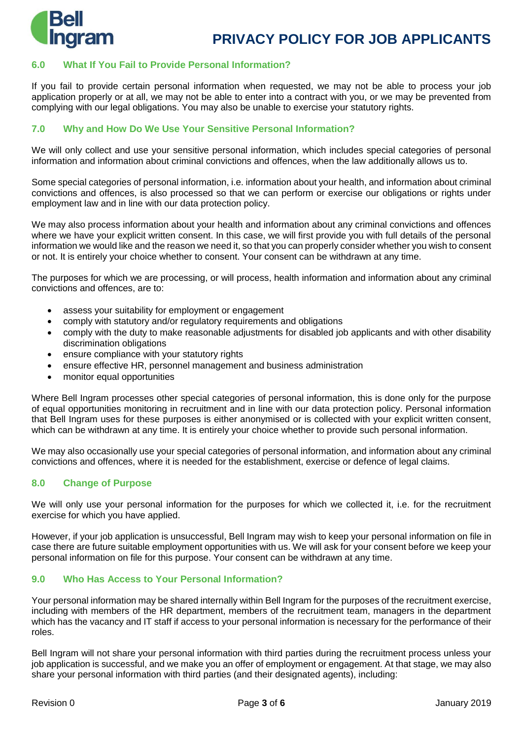## 6.0 What If You Fail to Provide Personal Information?

If you fail to provide certain personal information when requested, we may not be able to process your job application properly or at all, we may not be able to enter into a contract with you, or we may be prevented from complying with our legal obligations. You may also be unable to exercise your statutory rights.

## 7.0 Why and How Do We Use Your Sensitive Personal Information?

We will only collect and use your sensitive personal information, which includes special categories of personal information and information about criminal convictions and offences, when the law additionally allows us to.

Some special categories of personal information, i.e. information about your health, and information about criminal convictions and offences, is also processed so that we can perform or exercise our obligations or rights under employment law and in line with our data protection policy.

We may also process information about your health and information about any criminal convictions and offences where we have your explicit written consent. In this case, we will first provide you with full details of the personal information we would like and the reason we need it, so that you can properly consider whether you wish to consent or not. It is entirely your choice whether to consent. Your consent can be withdrawn at any time.

The purposes for which we are processing, or will process, health information and information about any criminal convictions and offences, are to:

- assess your suitability for employment or engagement
- comply with statutory and/or regulatory requirements and obligations
- comply with the duty to make reasonable adjustments for disabled job applicants and with other disability discrimination obligations
- ensure compliance with your statutory rights
- ensure effective HR, personnel management and business administration
- monitor equal opportunities

Where Bell Ingram processes other special categories of personal information, this is done only for the purpose of equal opportunities monitoring in recruitment and in line with our data protection policy. Personal information that Bell Ingram uses for these purposes is either anonymised or is collected with your explicit written consent, which can be withdrawn at any time. It is entirely your choice whether to provide such personal information.

We may also occasionally use your special categories of personal information, and information about any criminal convictions and offences, where it is needed for the establishment, exercise or defence of legal claims.

## 8.0 Change of Purpose

We will only use your personal information for the purposes for which we collected it, i.e. for the recruitment exercise for which you have applied.

However, if your job application is unsuccessful, Bell Ingram may wish to keep your personal information on file in case there are future suitable employment opportunities with us. We will ask for your consent before we keep your personal information on file for this purpose. Your consent can be withdrawn at any time.

## 9.0 Who Has Access to Your Personal Information?

Your personal information may be shared internally within Bell Ingram for the purposes of the recruitment exercise, including with members of the HR department, members of the recruitment team, managers in the department which has the vacancy and IT staff if access to your personal information is necessary for the performance of their roles.

Bell Ingram will not share your personal information with third parties during the recruitment process unless your job application is successful, and we make you an offer of employment or engagement. At that stage, we may also share your personal information with third parties (and their designated agents), including: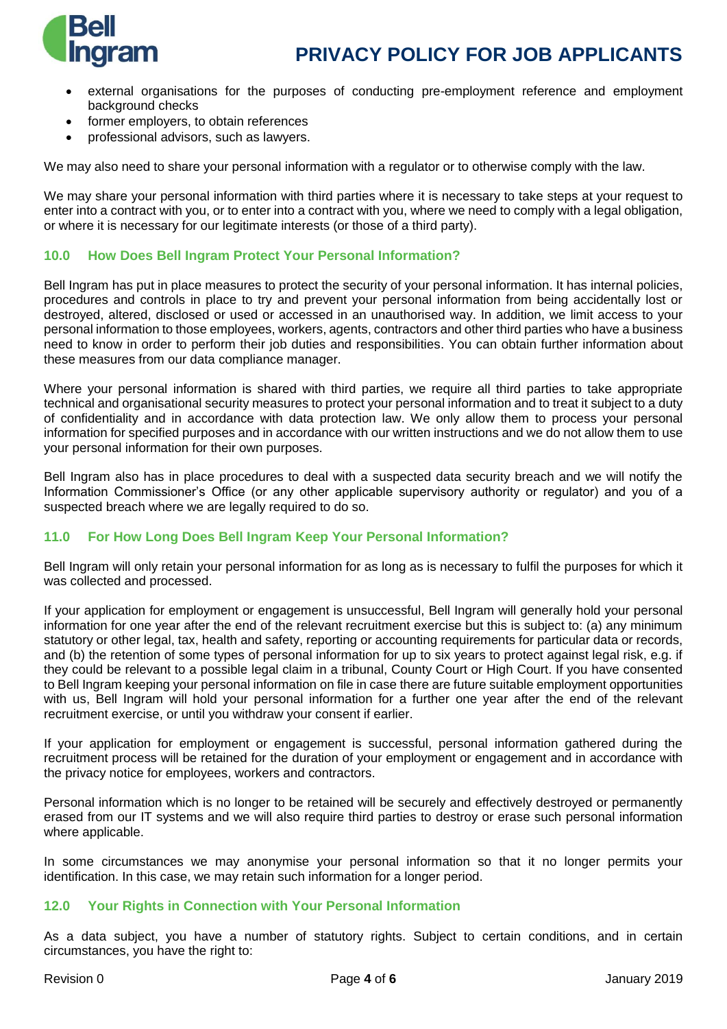- external organisations for the purposes of conducting pre-employment reference and employment background checks
- former employers, to obtain references
- professional advisors, such as lawyers.

We may also need to share your personal information with a regulator or to otherwise comply with the law.

We may share your personal information with third parties where it is necessary to take steps at your request to enter into a contract with you, or to enter into a contract with you, where we need to comply with a legal obligation, or where it is necessary for our legitimate interests (or those of a third party).

## 10.0 How Does Bell Ingram Protect Your Personal Information?

Bell Ingram has put in place measures to protect the security of your personal information. It has internal policies, procedures and controls in place to try and prevent your personal information from being accidentally lost or destroyed, altered, disclosed or used or accessed in an unauthorised way. In addition, we limit access to your personal information to those employees, workers, agents, contractors and other third parties who have a business need to know in order to perform their job duties and responsibilities. You can obtain further information about these measures from our data compliance manager.

Where your personal information is shared with third parties, we require all third parties to take appropriate technical and organisational security measures to protect your personal information and to treat it subject to a duty of confidentiality and in accordance with data protection law. We only allow them to process your personal information for specified purposes and in accordance with our written instructions and we do not allow them to use your personal information for their own purposes.

Bell Ingram also has in place procedures to deal with a suspected data security breach and we will notify the Information Commissioner's Office (or any other applicable supervisory authority or regulator) and you of a suspected breach where we are legally required to do so.

## 11.0 For How Long Does Bell Ingram Keep Your Personal Information?

Bell Ingram will only retain your personal information for as long as is necessary to fulfil the purposes for which it was collected and processed.

If your application for employment or engagement is unsuccessful, Bell Ingram will generally hold your personal information for one year after the end of the relevant recruitment exercise but this is subject to: (a) any minimum statutory or other legal, tax, health and safety, reporting or accounting requirements for particular data or records, and (b) the retention of some types of personal information for up to six years to protect against legal risk, e.g. if they could be relevant to a possible legal claim in a tribunal, County Court or High Court. If you have consented to Bell Ingram keeping your personal information on file in case there are future suitable employment opportunities with us, Bell Ingram will hold your personal information for a further one year after the end of the relevant recruitment exercise, or until you withdraw your consent if earlier.

If your application for employment or engagement is successful, personal information gathered during the recruitment process will be retained for the duration of your employment or engagement and in accordance with the privacy notice for employees, workers and contractors.

Personal information which is no longer to be retained will be securely and effectively destroyed or permanently erased from our IT systems and we will also require third parties to destroy or erase such personal information where applicable.

In some circumstances we may anonymise your personal information so that it no longer permits your identification. In this case, we may retain such information for a longer period.

## 12.0 Your Rights in Connection with Your Personal Information

As a data subject, you have a number of statutory rights. Subject to certain conditions, and in certain circumstances, you have the right to: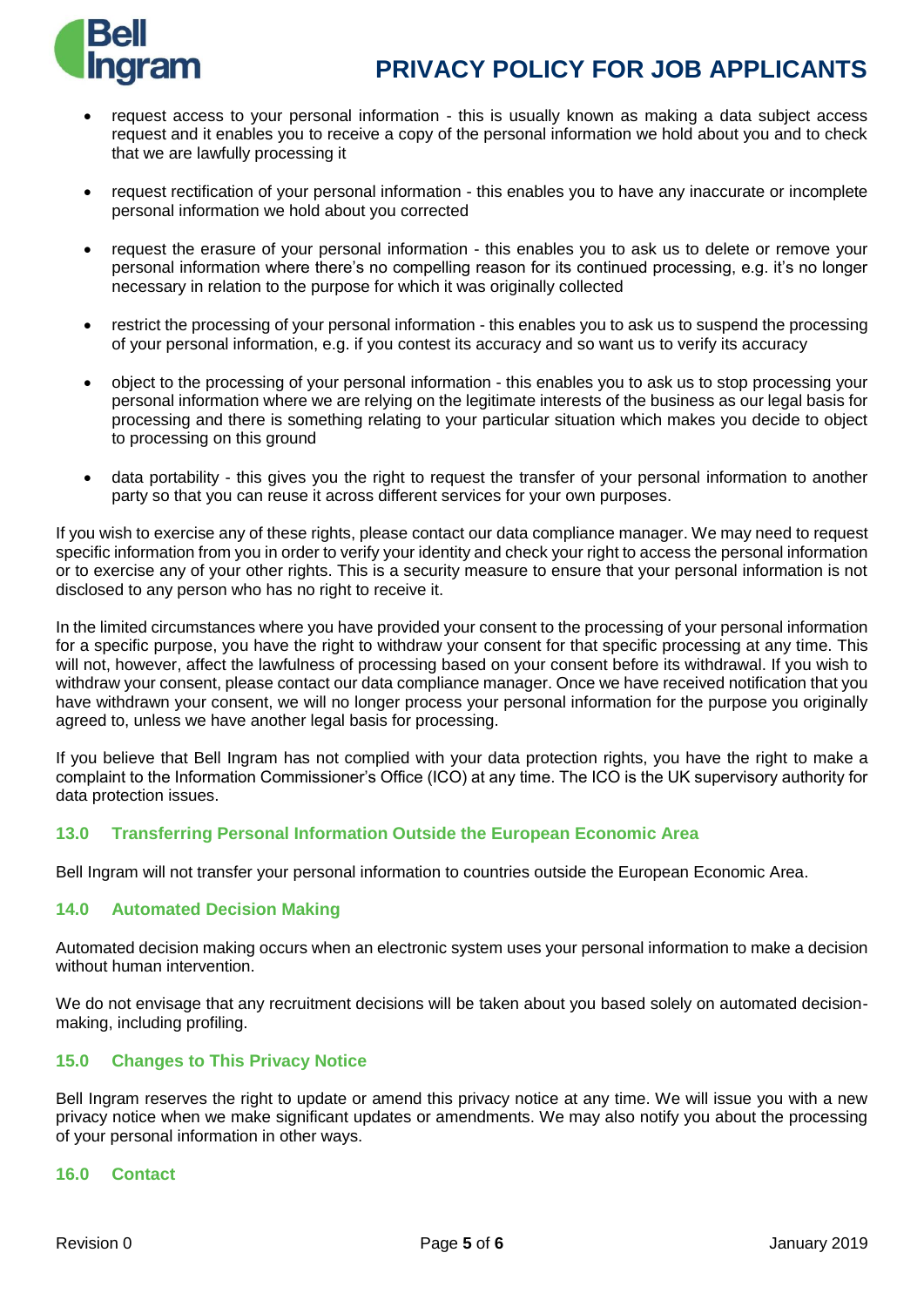- request access to your personal information - this is usually known as making a data subject access request and it enables you to receive a copy of the personal information we hold about you and to check that we are lawfully processing it

- request rectification of your personal information - this enables you to have any inaccurate or incomplete personal information we hold about you corrected

- request the erasure of your personal information - this enables you to ask us to delete or remove your personal information where there's no compelling reason for its continued processing, e.g. it's no longer necessary in relation to the purpose for which it was originally collected

- restrict the processing of your personal information - this enables you to ask us to suspend the processing of your personal information, e.g. if you contest its accuracy and so want us to verify its accuracy

- object to the processing of your personal information - this enables you to ask us to stop processing your personal information where we are relying on the legitimate interests of the business as our legal basis for processing and there is something relating to your particular situation which makes you decide to object to processing on this ground

- data portability - this gives you the right to request the transfer of your personal information to another party so that you can reuse it across different services for your own purposes.

If you wish to exercise any of these rights, please contact our data compliance manager. We may need to request specific information from you in order to verify your identity and check your right to access the personal information or to exercise any of your other rights. This is a security measure to ensure that your personal information is not disclosed to any person who has no right to receive it.

In the limited circumstances where you have provided your consent to the processing of your personal information for a specific purpose, you have the right to withdraw your consent for that specific processing at any time. This will not, however, affect the lawfulness of processing based on your consent before its withdrawal. If you wish to withdraw your consent, please contact our data compliance manager. Once we have received notification that you have withdrawn your consent, we will no longer process your personal information for the purpose you originally agreed to, unless we have another legal basis for processing.

If you believe that Bell Ingram has not complied with your data protection rights, you have the right to make a complaint to the Information Commissioner's Office (ICO) at any time. The ICO is the UK supervisory authority for data protection issues.

## 13.0 Transferring Personal Information Outside the European Economic Area

Bell Ingram will not transfer your personal information to countries outside the European Economic Area.

## 14.0 Automated Decision Making

Automated decision making occurs when an electronic system uses your personal information to make a decision without human intervention.

We do not envisage that any recruitment decisions will be taken about you based solely on automated decision-making, including profiling.

## 15.0 Changes to This Privacy Notice

Bell Ingram reserves the right to update or amend this privacy notice at any time. We will issue you with a new privacy notice when we make significant updates or amendments. We may also notify you about the processing of your personal information in other ways.

## 16.0 Contact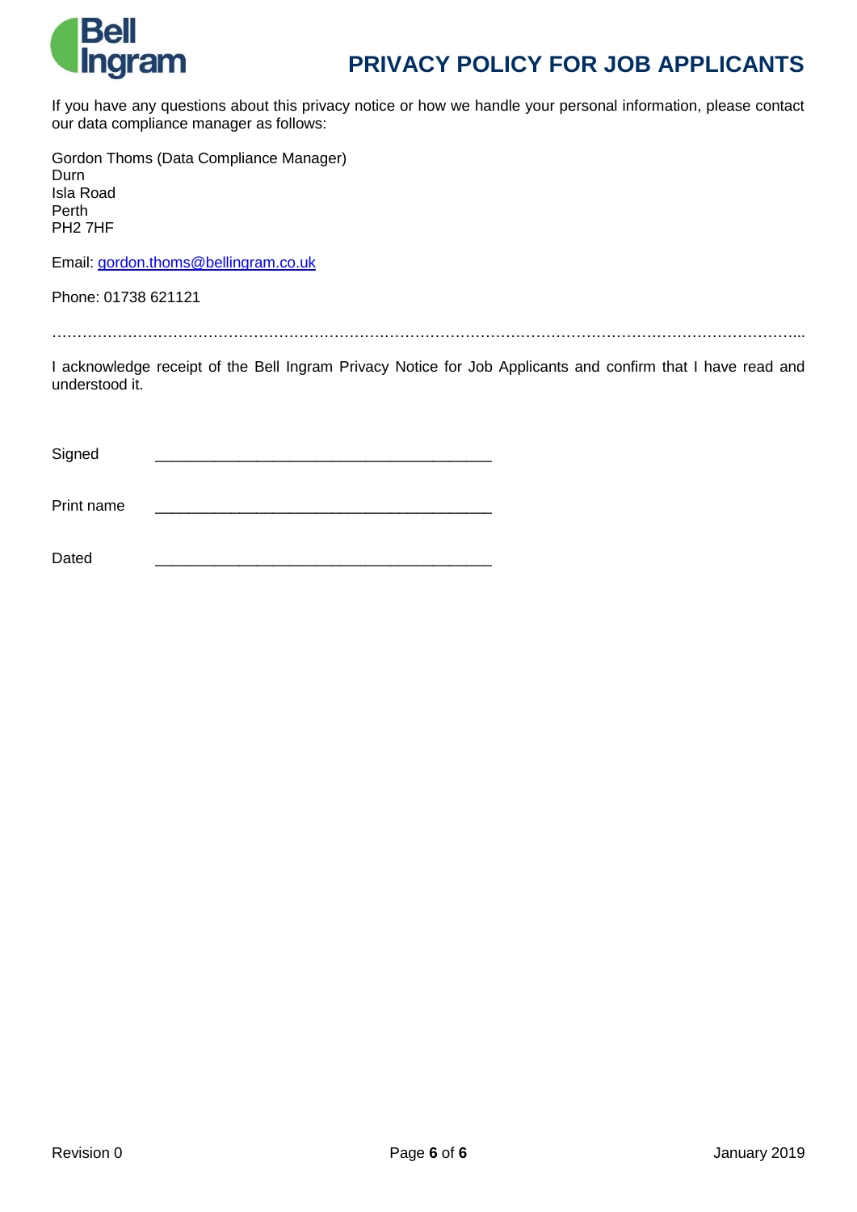If you have any questions about this privacy notice or how we handle your personal information, please contact our data compliance manager as follows:

Gordon Thoms (Data Compliance Manager)
Durn
Isla Road
Perth
PH2 7HF

Email: gordon.thoms@bellingram.co.uk

Phone: 01738 621121

……………………………………………………………………………………………………………………………...

I acknowledge receipt of the Bell Ingram Privacy Notice for Job Applicants and confirm that I have read and understood it.

Signed ________________________________________

Print name ________________________________________

Dated ________________________________________